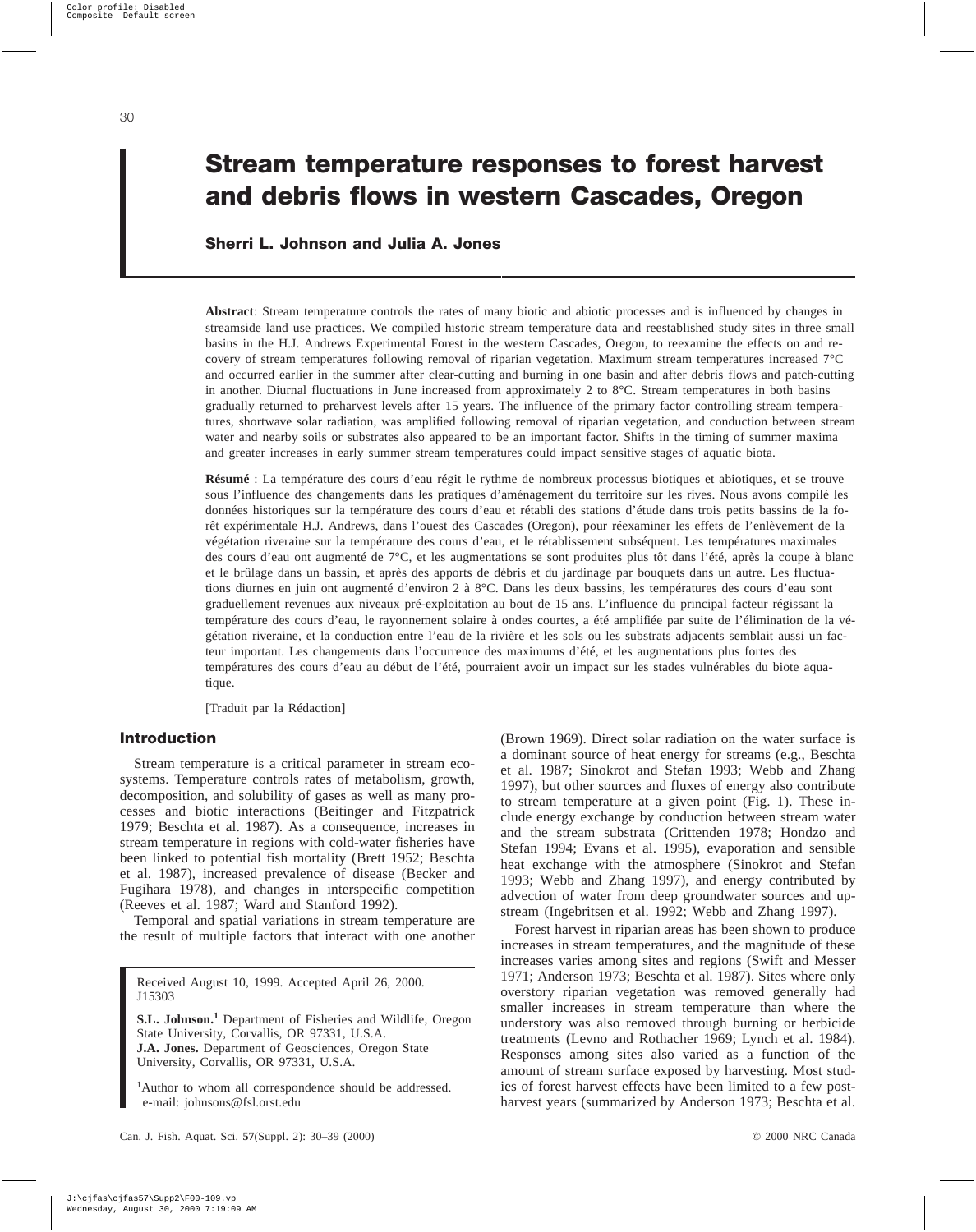# Stream temperature responses to forest harvest and debris flows in western Cascades, Oregon

**Sherri L. Johnson and Julia A. Jones**

**Abstract**: Stream temperature controls the rates of many biotic and abiotic processes and is influenced by changes in streamside land use practices. We compiled historic stream temperature data and reestablished study sites in three small basins in the H.J. Andrews Experimental Forest in the western Cascades, Oregon, to reexamine the effects on and recovery of stream temperatures following removal of riparian vegetation. Maximum stream temperatures increased 7°C and occurred earlier in the summer after clear-cutting and burning in one basin and after debris flows and patch-cutting in another. Diurnal fluctuations in June increased from approximately 2 to 8°C. Stream temperatures in both basins gradually returned to preharvest levels after 15 years. The influence of the primary factor controlling stream temperatures, shortwave solar radiation, was amplified following removal of riparian vegetation, and conduction between stream water and nearby soils or substrates also appeared to be an important factor. Shifts in the timing of summer maxima and greater increases in early summer stream temperatures could impact sensitive stages of aquatic biota.

**Résumé** : La température des cours d'eau régit le rythme de nombreux processus biotiques et abiotiques, et se trouve sous l'influence des changements dans les pratiques d'aménagement du territoire sur les rives. Nous avons compilé les données historiques sur la température des cours d'eau et rétabli des stations d'étude dans trois petits bassins de la forêt expérimentale H.J. Andrews, dans l'ouest des Cascades (Oregon), pour réexaminer les effets de l'enlèvement de la végétation riveraine sur la température des cours d'eau, et le rétablissement subséquent. Les températures maximales des cours d'eau ont augmenté de 7°C, et les augmentations se sont produites plus tôt dans l'été, après la coupe à blanc et le brûlage dans un bassin, et après des apports de débris et du jardinage par bouquets dans un autre. Les fluctuations diurnes en juin ont augmenté d'environ 2 à 8°C. Dans les deux bassins, les températures des cours d'eau sont graduellement revenues aux niveaux pré-exploitation au bout de 15 ans. L'influence du principal facteur régissant la température des cours d'eau, le rayonnement solaire à ondes courtes, a été amplifiée par suite de l'élimination de la végétation riveraine, et la conduction entre l'eau de la rivière et les sols ou les substrats adjacents semblait aussi un facteur important. Les changements dans l'occurrence des maximums d'été, et les augmentations plus fortes des températures des cours d'eau au début de l'été, pourraient avoir un impact sur les stades vulnérables du biote aquatique.

[Traduit par la Rédaction]

## Introduction

Stream temperature is a critical parameter in stream ecosystems. Temperature controls rates of metabolism, growth, decomposition, and solubility of gases as well as many processes and biotic interactions (Beitinger and Fitzpatrick 1979; Beschta et al. 1987). As a consequence, increases in stream temperature in regions with cold-water fisheries have been linked to potential fish mortality (Brett 1952; Beschta et al. 1987), increased prevalence of disease (Becker and Fugihara 1978), and changes in interspecific competition (Reeves et al. 1987; Ward and Stanford 1992).

Temporal and spatial variations in stream temperature are the result of multiple factors that interact with one another (Brown 1969). Direct solar radiation on the water surface is a dominant source of heat energy for streams (e.g., Beschta et al. 1987; Sinokrot and Stefan 1993; Webb and Zhang 1997), but other sources and fluxes of energy also contribute to stream temperature at a given point (Fig. 1). These include energy exchange by conduction between stream water and the stream substrata (Crittenden 1978; Hondzo and Stefan 1994; Evans et al. 1995), evaporation and sensible heat exchange with the atmosphere (Sinokrot and Stefan 1993; Webb and Zhang 1997), and energy contributed by advection of water from deep groundwater sources and upstream (Ingebritsen et al. 1992; Webb and Zhang 1997).

Forest harvest in riparian areas has been shown to produce increases in stream temperatures, and the magnitude of these increases varies among sites and regions (Swift and Messer 1971; Anderson 1973; Beschta et al. 1987). Sites where only overstory riparian vegetation was removed generally had smaller increases in stream temperature than where the understory was also removed through burning or herbicide treatments (Levno and Rothacher 1969; Lynch et al. 1984). Responses among sites also varied as a function of the amount of stream surface exposed by harvesting. Most studies of forest harvest effects have been limited to a few postharvest years (summarized by Anderson 1973; Beschta et al.

Received August 10, 1999. Accepted April 26, 2000. J15303

**S.L. Johnson.**[1] Department of Fisheries and Wildlife, Oregon State University, Corvallis, OR 97331, U.S.A.
**J.A. Jones.** Department of Geosciences, Oregon State University, Corvallis, OR 97331, U.S.A.

[1]Author to whom all correspondence should be addressed. e-mail: johnsons@fsl.orst.edu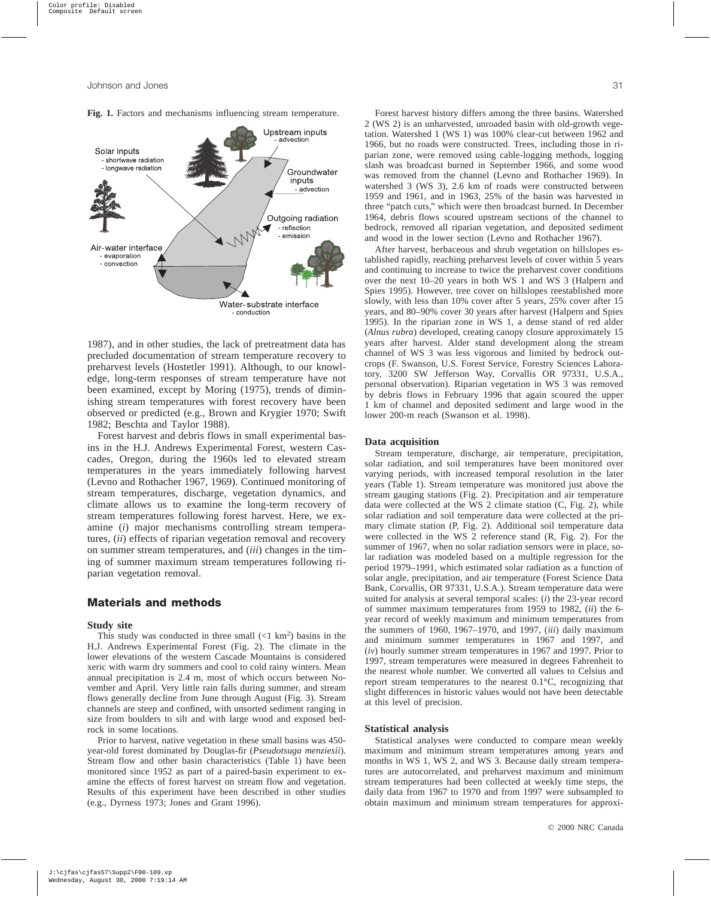**Fig. 1.** Factors and mechanisms influencing stream temperature.

1987), and in other studies, the lack of pretreatment data has precluded documentation of stream temperature recovery to preharvest levels (Hostetler 1991). Although, to our knowledge, long-term responses of stream temperature have not been examined, except by Moring (1975), trends of diminishing stream temperatures with forest recovery have been observed or predicted (e.g., Brown and Krygier 1970; Swift 1982; Beschta and Taylor 1988).

Forest harvest and debris flows in small experimental basins in the H.J. Andrews Experimental Forest, western Cascades, Oregon, during the 1960s led to elevated stream temperatures in the years immediately following harvest (Levno and Rothacher 1967, 1969). Continued monitoring of stream temperatures, discharge, vegetation dynamics, and climate allows us to examine the long-term recovery of stream temperatures following forest harvest. Here, we examine (*i*) major mechanisms controlling stream temperatures, (*ii*) effects of riparian vegetation removal and recovery on summer stream temperatures, and (*iii*) changes in the timing of summer maximum stream temperatures following riparian vegetation removal.

## Materials and methods

### Study site

This study was conducted in three small (<1 km$^2$) basins in the H.J. Andrews Experimental Forest (Fig. 2). The climate in the lower elevations of the western Cascade Mountains is considered xeric with warm dry summers and cool to cold rainy winters. Mean annual precipitation is 2.4 m, most of which occurs between November and April. Very little rain falls during summer, and stream flows generally decline from June through August (Fig. 3). Stream channels are steep and confined, with unsorted sediment ranging in size from boulders to silt and with large wood and exposed bedrock in some locations.

Prior to harvest, native vegetation in these small basins was 450-year-old forest dominated by Douglas-fir (*Pseudotsuga menziesii*). Stream flow and other basin characteristics (Table 1) have been monitored since 1952 as part of a paired-basin experiment to examine the effects of forest harvest on stream flow and vegetation. Results of this experiment have been described in other studies (e.g., Dyrness 1973; Jones and Grant 1996).

Forest harvest history differs among the three basins. Watershed 2 (WS 2) is an unharvested, unroaded basin with old-growth vegetation. Watershed 1 (WS 1) was 100% clear-cut between 1962 and 1966, but no roads were constructed. Trees, including those in riparian zone, were removed using cable-logging methods, logging slash was broadcast burned in September 1966, and some wood was removed from the channel (Levno and Rothacher 1969). In watershed 3 (WS 3), 2.6 km of roads were constructed between 1959 and 1961, and in 1963, 25% of the basin was harvested in three "patch cuts," which were then broadcast burned. In December 1964, debris flows scoured upstream sections of the channel to bedrock, removed all riparian vegetation, and deposited sediment and wood in the lower section (Levno and Rothacher 1967).

After harvest, herbaceous and shrub vegetation on hillslopes established rapidly, reaching preharvest levels of cover within 5 years and continuing to increase to twice the preharvest cover conditions over the next 10–20 years in both WS 1 and WS 3 (Halpern and Spies 1995). However, tree cover on hillslopes reestablished more slowly, with less than 10% cover after 5 years, 25% cover after 15 years, and 80–90% cover 30 years after harvest (Halpern and Spies 1995). In the riparian zone in WS 1, a dense stand of red alder (*Alnus rubra*) developed, creating canopy closure approximately 15 years after harvest. Alder stand development along the stream channel of WS 3 was less vigorous and limited by bedrock outcrops (F. Swanson, U.S. Forest Service, Forestry Sciences Laboratory, 3200 SW Jefferson Way, Corvallis OR 97331, U.S.A., personal observation). Riparian vegetation in WS 3 was removed by debris flows in February 1996 that again scoured the upper 1 km of channel and deposited sediment and large wood in the lower 200-m reach (Swanson et al. 1998).

### Data acquisition

Stream temperature, discharge, air temperature, precipitation, solar radiation, and soil temperatures have been monitored over varying periods, with increased temporal resolution in the later years (Table 1). Stream temperature was monitored just above the stream gauging stations (Fig. 2). Precipitation and air temperature data were collected at the WS 2 climate station (C, Fig. 2), while solar radiation and soil temperature data were collected at the primary climate station (P, Fig. 2). Additional soil temperature data were collected in the WS 2 reference stand (R, Fig. 2). For the summer of 1967, when no solar radiation sensors were in place, solar radiation was modeled based on a multiple regression for the period 1979–1991, which estimated solar radiation as a function of solar angle, precipitation, and air temperature (Forest Science Data Bank, Corvallis, OR 97331, U.S.A.). Stream temperature data were suited for analysis at several temporal scales: (*i*) the 23-year record of summer maximum temperatures from 1959 to 1982, (*ii*) the 6-year record of weekly maximum and minimum temperatures from the summers of 1960, 1967–1970, and 1997, (*iii*) daily maximum and minimum summer temperatures in 1967 and 1997, and (*iv*) hourly summer stream temperatures in 1967 and 1997. Prior to 1997, stream temperatures were measured in degrees Fahrenheit to the nearest whole number. We converted all values to Celsius and report stream temperatures to the nearest 0.1°C, recognizing that slight differences in historic values would not have been detectable at this level of precision.

### Statistical analysis

Statistical analyses were conducted to compare mean weekly maximum and minimum stream temperatures among years and months in WS 1, WS 2, and WS 3. Because daily stream temperatures are autocorrelated, and preharvest maximum and minimum stream temperatures had been collected at weekly time steps, the daily data from 1967 to 1970 and from 1997 were subsampled to obtain maximum and minimum stream temperatures for approxi-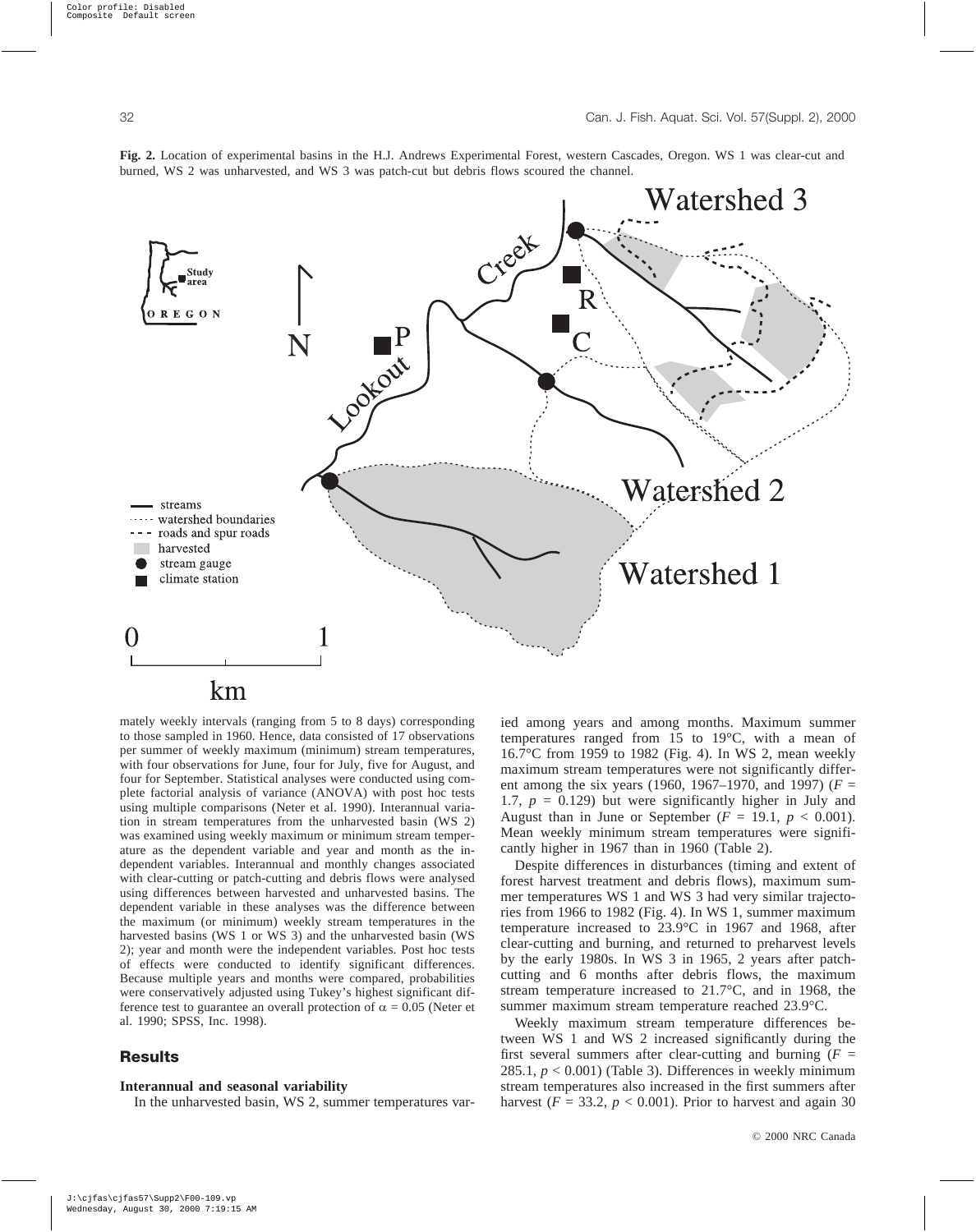**Fig. 2.** Location of experimental basins in the H.J. Andrews Experimental Forest, western Cascades, Oregon. WS 1 was clear-cut and burned, WS 2 was unharvested, and WS 3 was patch-cut but debris flows scoured the channel.

mately weekly intervals (ranging from 5 to 8 days) corresponding to those sampled in 1960. Hence, data consisted of 17 observations per summer of weekly maximum (minimum) stream temperatures, with four observations for June, four for July, five for August, and four for September. Statistical analyses were conducted using complete factorial analysis of variance (ANOVA) with post hoc tests using multiple comparisons (Neter et al. 1990). Interannual variation in stream temperatures from the unharvested basin (WS 2) was examined using weekly maximum or minimum stream temperature as the dependent variable and year and month as the independent variables. Interannual and monthly changes associated with clear-cutting or patch-cutting and debris flows were analysed using differences between harvested and unharvested basins. The dependent variable in these analyses was the difference between the maximum (or minimum) weekly stream temperatures in the harvested basins (WS 1 or WS 3) and the unharvested basin (WS 2); year and month were the independent variables. Post hoc tests of effects were conducted to identify significant differences. Because multiple years and months were compared, probabilities were conservatively adjusted using Tukey's highest significant difference test to guarantee an overall protection of $\alpha = 0.05$ (Neter et al. 1990; SPSS, Inc. 1998).

## Results

### Interannual and seasonal variability

In the unharvested basin, WS 2, summer temperatures varied among years and among months. Maximum summer temperatures ranged from 15 to 19°C, with a mean of 16.7°C from 1959 to 1982 (Fig. 4). In WS 2, mean weekly maximum stream temperatures were not significantly different among the six years (1960, 1967–1970, and 1997) ($F = 1.7$, $p = 0.129$) but were significantly higher in July and August than in June or September ($F = 19.1$, $p < 0.001$). Mean weekly minimum stream temperatures were significantly higher in 1967 than in 1960 (Table 2).

Despite differences in disturbances (timing and extent of forest harvest treatment and debris flows), maximum summer temperatures WS 1 and WS 3 had very similar trajectories from 1966 to 1982 (Fig. 4). In WS 1, summer maximum temperature increased to 23.9°C in 1967 and 1968, after clear-cutting and burning, and returned to preharvest levels by the early 1980s. In WS 3 in 1965, 2 years after patch-cutting and 6 months after debris flows, the maximum stream temperature increased to 21.7°C, and in 1968, the summer maximum stream temperature reached 23.9°C.

Weekly maximum stream temperature differences between WS 1 and WS 2 increased significantly during the first several summers after clear-cutting and burning ($F = 285.1$, $p < 0.001$) (Table 3). Differences in weekly minimum stream temperatures also increased in the first summers after harvest ($F = 33.2$, $p < 0.001$). Prior to harvest and again 30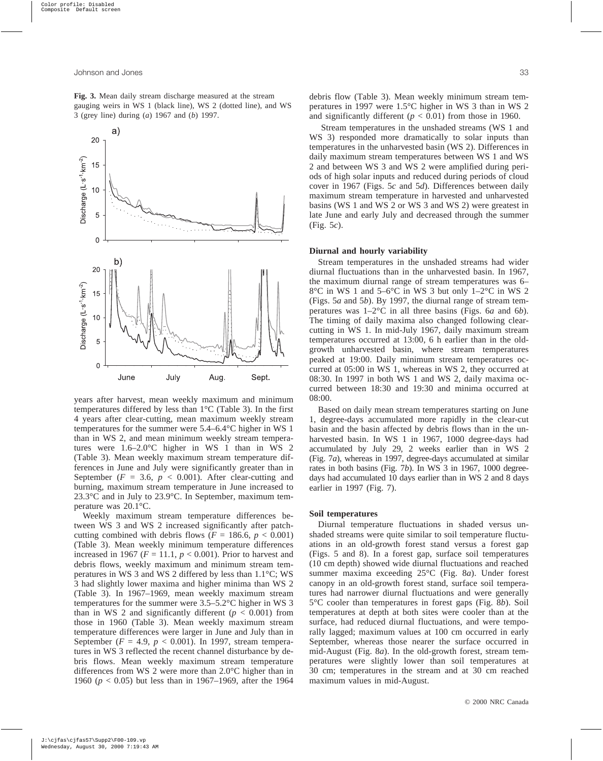**Fig. 3.** Mean daily stream discharge measured at the stream gauging weirs in WS 1 (black line), WS 2 (dotted line), and WS 3 (grey line) during (*a*) 1967 and (*b*) 1997.

years after harvest, mean weekly maximum and minimum temperatures differed by less than 1°C (Table 3). In the first 4 years after clear-cutting, mean maximum weekly stream temperatures for the summer were 5.4–6.4°C higher in WS 1 than in WS 2, and mean minimum weekly stream temperatures were 1.6–2.0°C higher in WS 1 than in WS 2 (Table 3). Mean weekly maximum stream temperature differences in June and July were significantly greater than in September ($F = 3.6$, $p < 0.001$). After clear-cutting and burning, maximum stream temperature in June increased to 23.3°C and in July to 23.9°C. In September, maximum temperature was 20.1°C.

Weekly maximum stream temperature differences between WS 3 and WS 2 increased significantly after patch-cutting combined with debris flows ($F = 186.6$, $p < 0.001$) (Table 3). Mean weekly minimum temperature differences increased in 1967 ($F = 11.1$, $p < 0.001$). Prior to harvest and debris flows, weekly maximum and minimum stream temperatures in WS 3 and WS 2 differed by less than 1.1°C; WS 3 had slightly lower maxima and higher minima than WS 2 (Table 3). In 1967–1969, mean weekly maximum stream temperatures for the summer were 3.5–5.2°C higher in WS 3 than in WS 2 and significantly different ($p < 0.001$) from those in 1960 (Table 3). Mean weekly maximum stream temperature differences were larger in June and July than in September ($F = 4.9$, $p < 0.001$). In 1997, stream temperatures in WS 3 reflected the recent channel disturbance by debris flows. Mean weekly maximum stream temperature differences from WS 2 were more than 2.0°C higher than in 1960 ($p < 0.05$) but less than in 1967–1969, after the 1964 debris flow (Table 3). Mean weekly minimum stream temperatures in 1997 were 1.5°C higher in WS 3 than in WS 2 and significantly different ($p < 0.01$) from those in 1960.

Stream temperatures in the unshaded streams (WS 1 and WS 3) responded more dramatically to solar inputs than temperatures in the unharvested basin (WS 2). Differences in daily maximum stream temperatures between WS 1 and WS 2 and between WS 3 and WS 2 were amplified during periods of high solar inputs and reduced during periods of cloud cover in 1967 (Figs. 5*c* and 5*d*). Differences between daily maximum stream temperature in harvested and unharvested basins (WS 1 and WS 2 or WS 3 and WS 2) were greatest in late June and early July and decreased through the summer (Fig. 5*c*).

### Diurnal and hourly variability

Stream temperatures in the unshaded streams had wider diurnal fluctuations than in the unharvested basin. In 1967, the maximum diurnal range of stream temperatures was 6–8°C in WS 1 and 5–6°C in WS 3 but only 1–2°C in WS 2 (Figs. 5*a* and 5*b*). By 1997, the diurnal range of stream temperatures was 1–2°C in all three basins (Figs. 6*a* and 6*b*). The timing of daily maxima also changed following clear-cutting in WS 1. In mid-July 1967, daily maximum stream temperatures occurred at 13:00, 6 h earlier than in the old-growth unharvested basin, where stream temperatures peaked at 19:00. Daily minimum stream temperatures occurred at 05:00 in WS 1, whereas in WS 2, they occurred at 08:30. In 1997 in both WS 1 and WS 2, daily maxima occurred between 18:30 and 19:30 and minima occurred at 08:00.

Based on daily mean stream temperatures starting on June 1, degree-days accumulated more rapidly in the clear-cut basin and the basin affected by debris flows than in the unharvested basin. In WS 1 in 1967, 1000 degree-days had accumulated by July 29, 2 weeks earlier than in WS 2 (Fig. 7*a*), whereas in 1997, degree-days accumulated at similar rates in both basins (Fig. 7*b*). In WS 3 in 1967, 1000 degree-days had accumulated 10 days earlier than in WS 2 and 8 days earlier in 1997 (Fig. 7).

### Soil temperatures

Diurnal temperature fluctuations in shaded versus unshaded streams were quite similar to soil temperature fluctuations in an old-growth forest stand versus a forest gap (Figs. 5 and 8). In a forest gap, surface soil temperatures (10 cm depth) showed wide diurnal fluctuations and reached summer maxima exceeding 25°C (Fig. 8*a*). Under forest canopy in an old-growth forest stand, surface soil temperatures had narrower diurnal fluctuations and were generally 5°C cooler than temperatures in forest gaps (Fig. 8*b*). Soil temperatures at depth at both sites were cooler than at the surface, had reduced diurnal fluctuations, and were temporally lagged; maximum values at 100 cm occurred in early September, whereas those nearer the surface occurred in mid-August (Fig. 8*a*). In the old-growth forest, stream temperatures were slightly lower than soil temperatures at 30 cm; temperatures in the stream and at 30 cm reached maximum values in mid-August.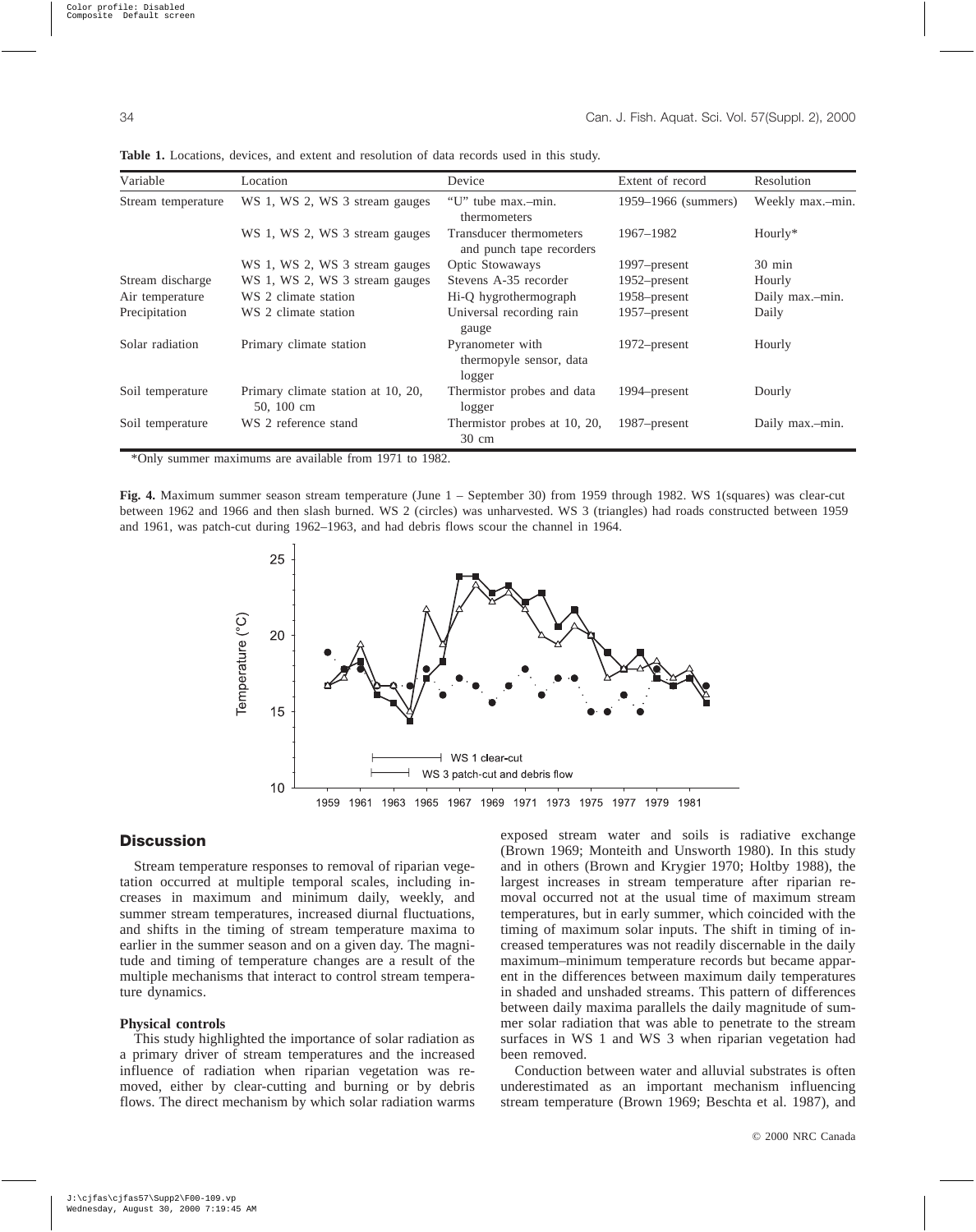**Table 1.** Locations, devices, and extent and resolution of data records used in this study.

| Variable | Location | Device | Extent of record | Resolution |
| --- | --- | --- | --- | --- |
| Stream temperature | WS 1, WS 2, WS 3 stream gauges | "U" tube max.–min. thermometers | 1959–1966 (summers) | Weekly max.–min. |
| | WS 1, WS 2, WS 3 stream gauges | Transducer thermometers and punch tape recorders | 1967–1982 | Hourly* |
| | WS 1, WS 2, WS 3 stream gauges | Optic Stowaways | 1997–present | 30 min |
| Stream discharge | WS 1, WS 2, WS 3 stream gauges | Stevens A-35 recorder | 1952–present | Hourly |
| Air temperature | WS 2 climate station | Hi-Q hygrothermograph | 1958–present | Daily max.–min. |
| Precipitation | WS 2 climate station | Universal recording rain gauge | 1957–present | Daily |
| Solar radiation | Primary climate station | Pyranometer with thermopyle sensor, data logger | 1972–present | Hourly |
| Soil temperature | Primary climate station at 10, 20, 50, 100 cm | Thermistor probes and data logger | 1994–present | Dourly |
| Soil temperature | WS 2 reference stand | Thermistor probes at 10, 20, 30 cm | 1987–present | Daily max.–min. |

*Only summer maximums are available from 1971 to 1982.

**Fig. 4.** Maximum summer season stream temperature (June 1 – September 30) from 1959 through 1982. WS 1(squares) was clear-cut between 1962 and 1966 and then slash burned. WS 2 (circles) was unharvested. WS 3 (triangles) had roads constructed between 1959 and 1961, was patch-cut during 1962–1963, and had debris flows scour the channel in 1964.

## Discussion

Stream temperature responses to removal of riparian vegetation occurred at multiple temporal scales, including increases in maximum and minimum daily, weekly, and summer stream temperatures, increased diurnal fluctuations, and shifts in the timing of stream temperature maxima to earlier in the summer season and on a given day. The magnitude and timing of temperature changes are a result of the multiple mechanisms that interact to control stream temperature dynamics.

### Physical controls

This study highlighted the importance of solar radiation as a primary driver of stream temperatures and the increased influence of radiation when riparian vegetation was removed, either by clear-cutting and burning or by debris flows. The direct mechanism by which solar radiation warms exposed stream water and soils is radiative exchange (Brown 1969; Monteith and Unsworth 1980). In this study and in others (Brown and Krygier 1970; Holtby 1988), the largest increases in stream temperature after riparian removal occurred not at the usual time of maximum stream temperatures, but in early summer, which coincided with the timing of maximum solar inputs. The shift in timing of increased temperatures was not readily discernable in the daily maximum–minimum temperature records but became apparent in the differences between maximum daily temperatures in shaded and unshaded streams. This pattern of differences between daily maxima parallels the daily magnitude of summer solar radiation that was able to penetrate to the stream surfaces in WS 1 and WS 3 when riparian vegetation had been removed.

Conduction between water and alluvial substrates is often underestimated as an important mechanism influencing stream temperature (Brown 1969; Beschta et al. 1987), and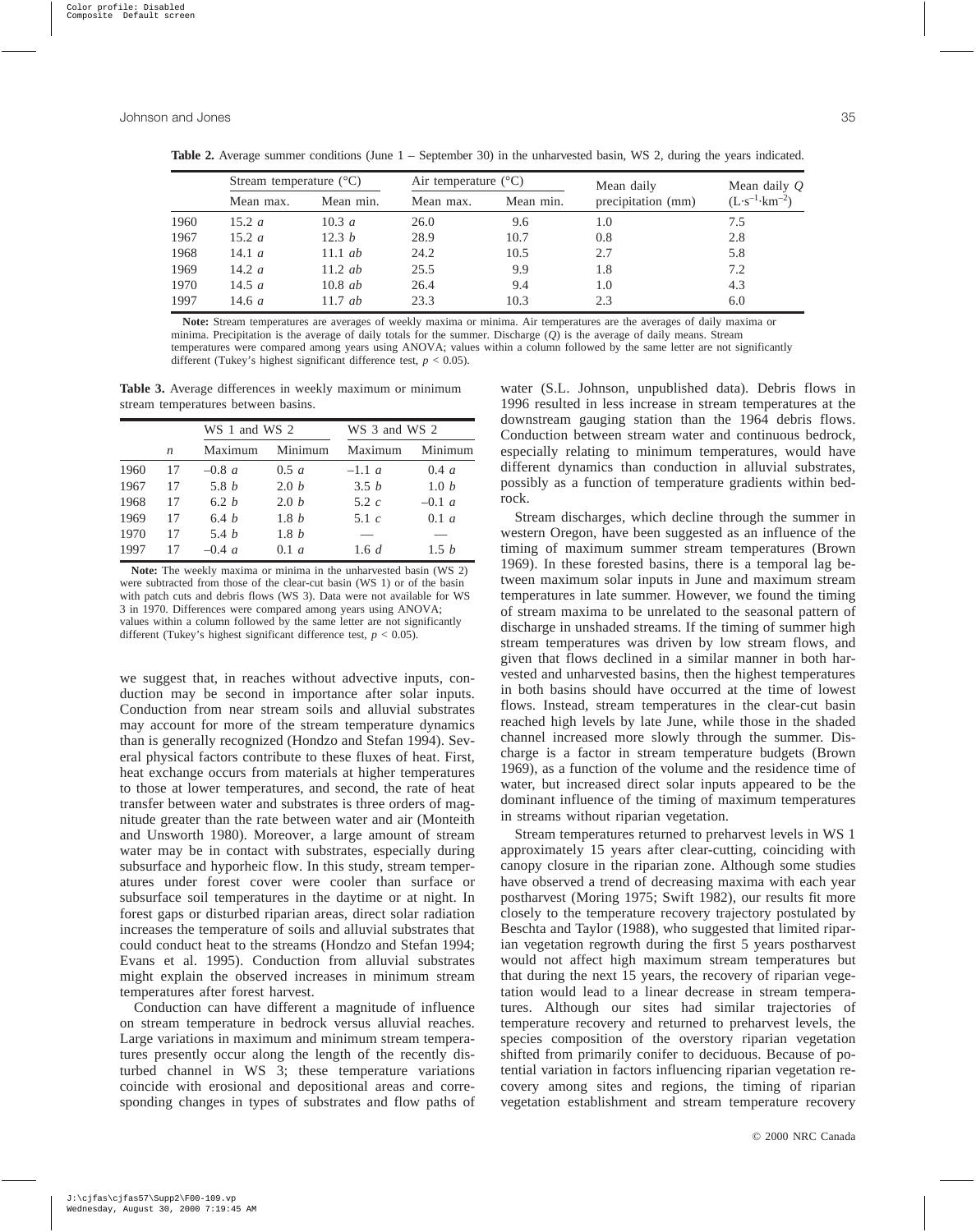**Table 2.** Average summer conditions (June 1 – September 30) in the unharvested basin, WS 2, during the years indicated.

| | Stream temperature (°C) | | Air temperature (°C) | | Mean daily | Mean daily $Q$ |
|---|---|---|---|---|---|---|
| | Mean max. | Mean min. | Mean max. | Mean min. | precipitation (mm) | $(L \cdot s^{-1} \cdot km^{-2})$ |
| 1960 | 15.2 *a* | 10.3 *a* | 26.0 | 9.6 | 1.0 | 7.5 |
| 1967 | 15.2 *a* | 12.3 *b* | 28.9 | 10.7 | 0.8 | 2.8 |
| 1968 | 14.1 *a* | 11.1 *ab* | 24.2 | 10.5 | 2.7 | 5.8 |
| 1969 | 14.2 *a* | 11.2 *ab* | 25.5 | 9.9 | 1.8 | 7.2 |
| 1970 | 14.5 *a* | 10.8 *ab* | 26.4 | 9.4 | 1.0 | 4.3 |
| 1997 | 14.6 *a* | 11.7 *ab* | 23.3 | 10.3 | 2.3 | 6.0 |

**Note:** Stream temperatures are averages of weekly maxima or minima. Air temperatures are the averages of daily maxima or minima. Precipitation is the average of daily totals for the summer. Discharge ($Q$) is the average of daily means. Stream temperatures were compared among years using ANOVA; values within a column followed by the same letter are not significantly different (Tukey's highest significant difference test, $p < 0.05$).

**Table 3.** Average differences in weekly maximum or minimum stream temperatures between basins.

| | | WS 1 and WS 2 | | WS 3 and WS 2 | |
|---|---|---|---|---|---|
| | $n$ | Maximum | Minimum | Maximum | Minimum |
| 1960 | 17 | –0.8 *a* | 0.5 *a* | –1.1 *a* | 0.4 *a* |
| 1967 | 17 | 5.8 *b* | 2.0 *b* | 3.5 *b* | 1.0 *b* |
| 1968 | 17 | 6.2 *b* | 2.0 *b* | 5.2 *c* | –0.1 *a* |
| 1969 | 17 | 6.4 *b* | 1.8 *b* | 5.1 *c* | 0.1 *a* |
| 1970 | 17 | 5.4 *b* | 1.8 *b* | — | — |
| 1997 | 17 | –0.4 *a* | 0.1 *a* | 1.6 *d* | 1.5 *b* |

**Note:** The weekly maxima or minima in the unharvested basin (WS 2) were subtracted from those of the clear-cut basin (WS 1) or of the basin with patch cuts and debris flows (WS 3). Data were not available for WS 3 in 1970. Differences were compared among years using ANOVA; values within a column followed by the same letter are not significantly different (Tukey's highest significant difference test, $p < 0.05$).

we suggest that, in reaches without advective inputs, conduction may be second in importance after solar inputs. Conduction from near stream soils and alluvial substrates may account for more of the stream temperature dynamics than is generally recognized (Hondzo and Stefan 1994). Several physical factors contribute to these fluxes of heat. First, heat exchange occurs from materials at higher temperatures to those at lower temperatures, and second, the rate of heat transfer between water and substrates is three orders of magnitude greater than the rate between water and air (Monteith and Unsworth 1980). Moreover, a large amount of stream water may be in contact with substrates, especially during subsurface and hyporheic flow. In this study, stream temperatures under forest cover were cooler than surface or subsurface soil temperatures in the daytime or at night. In forest gaps or disturbed riparian areas, direct solar radiation increases the temperature of soils and alluvial substrates that could conduct heat to the streams (Hondzo and Stefan 1994; Evans et al. 1995). Conduction from alluvial substrates might explain the observed increases in minimum stream temperatures after forest harvest.

Conduction can have different a magnitude of influence on stream temperature in bedrock versus alluvial reaches. Large variations in maximum and minimum stream temperatures presently occur along the length of the recently disturbed channel in WS 3; these temperature variations coincide with erosional and depositional areas and corresponding changes in types of substrates and flow paths of water (S.L. Johnson, unpublished data). Debris flows in 1996 resulted in less increase in stream temperatures at the downstream gauging station than the 1964 debris flows. Conduction between stream water and continuous bedrock, especially relating to minimum temperatures, would have different dynamics than conduction in alluvial substrates, possibly as a function of temperature gradients within bedrock.

Stream discharges, which decline through the summer in western Oregon, have been suggested as an influence of the timing of maximum summer stream temperatures (Brown 1969). In these forested basins, there is a temporal lag between maximum solar inputs in June and maximum stream temperatures in late summer. However, we found the timing of stream maxima to be unrelated to the seasonal pattern of discharge in unshaded streams. If the timing of summer high stream temperatures was driven by low stream flows, and given that flows declined in a similar manner in both harvested and unharvested basins, then the highest temperatures in both basins should have occurred at the time of lowest flows. Instead, stream temperatures in the clear-cut basin reached high levels by late June, while those in the shaded channel increased more slowly through the summer. Discharge is a factor in stream temperature budgets (Brown 1969), as a function of the volume and the residence time of water, but increased direct solar inputs appeared to be the dominant influence of the timing of maximum temperatures in streams without riparian vegetation.

Stream temperatures returned to preharvest levels in WS 1 approximately 15 years after clear-cutting, coinciding with canopy closure in the riparian zone. Although some studies have observed a trend of decreasing maxima with each year postharvest (Moring 1975; Swift 1982), our results fit more closely to the temperature recovery trajectory postulated by Beschta and Taylor (1988), who suggested that limited riparian vegetation regrowth during the first 5 years postharvest would not affect high maximum stream temperatures but that during the next 15 years, the recovery of riparian vegetation would lead to a linear decrease in stream temperatures. Although our sites had similar trajectories of temperature recovery and returned to preharvest levels, the species composition of the overstory riparian vegetation shifted from primarily conifer to deciduous. Because of potential variation in factors influencing riparian vegetation recovery among sites and regions, the timing of riparian vegetation establishment and stream temperature recovery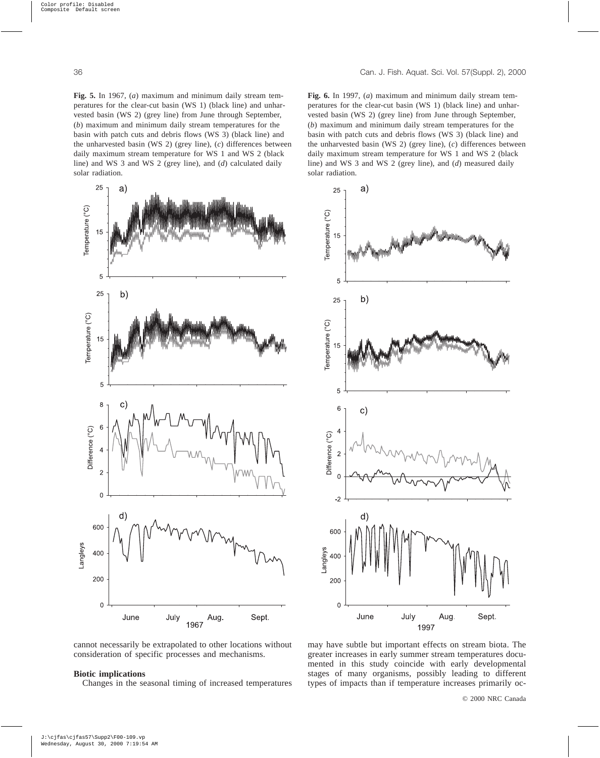**Fig. 5.** In 1967, (*a*) maximum and minimum daily stream temperatures for the clear-cut basin (WS 1) (black line) and unharvested basin (WS 2) (grey line) from June through September, (*b*) maximum and minimum daily stream temperatures for the basin with patch cuts and debris flows (WS 3) (black line) and the unharvested basin (WS 2) (grey line), (*c*) differences between daily maximum stream temperature for WS 1 and WS 2 (black line) and WS 3 and WS 2 (grey line), and (*d*) calculated daily solar radiation.

**Fig. 6.** In 1997, (*a*) maximum and minimum daily stream temperatures for the clear-cut basin (WS 1) (black line) and unharvested basin (WS 2) (grey line) from June through September, (*b*) maximum and minimum daily stream temperatures for the basin with patch cuts and debris flows (WS 3) (black line) and the unharvested basin (WS 2) (grey line), (*c*) differences between daily maximum stream temperature for WS 1 and WS 2 (black line) and WS 3 and WS 2 (grey line), and (*d*) measured daily solar radiation.

cannot necessarily be extrapolated to other locations without consideration of specific processes and mechanisms.

### Biotic implications

Changes in the seasonal timing of increased temperatures may have subtle but important effects on stream biota. The greater increases in early summer stream temperatures documented in this study coincide with early developmental stages of many organisms, possibly leading to different types of impacts than if temperature increases primarily oc-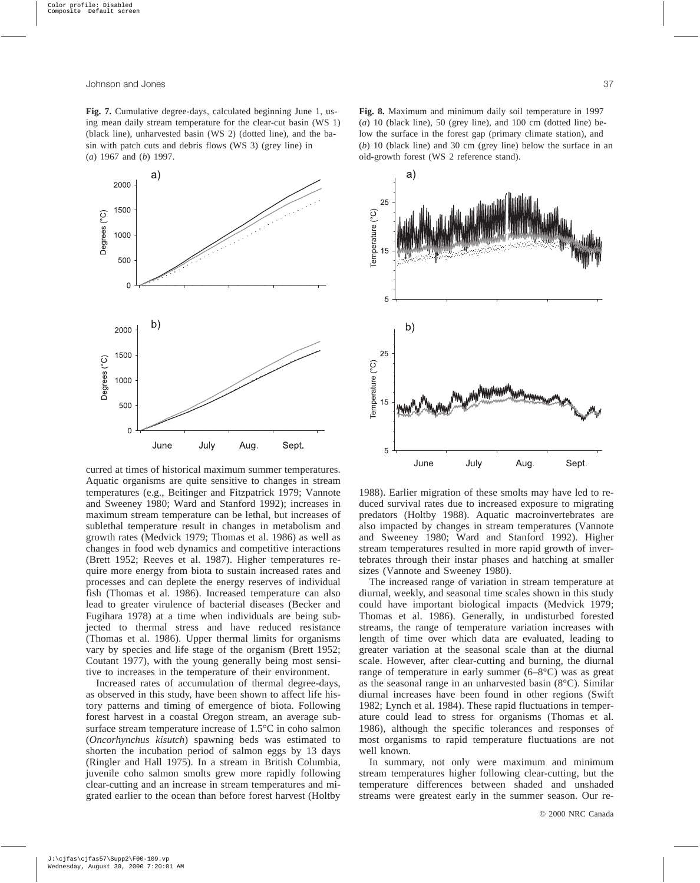**Fig. 7.** Cumulative degree-days, calculated beginning June 1, using mean daily stream temperature for the clear-cut basin (WS 1) (black line), unharvested basin (WS 2) (dotted line), and the basin with patch cuts and debris flows (WS 3) (grey line) in (*a*) 1967 and (*b*) 1997.

**Fig. 8.** Maximum and minimum daily soil temperature in 1997 (*a*) 10 (black line), 50 (grey line), and 100 cm (dotted line) below the surface in the forest gap (primary climate station), and (*b*) 10 (black line) and 30 cm (grey line) below the surface in an old-growth forest (WS 2 reference stand).

curred at times of historical maximum summer temperatures. Aquatic organisms are quite sensitive to changes in stream temperatures (e.g., Beitinger and Fitzpatrick 1979; Vannote and Sweeney 1980; Ward and Stanford 1992); increases in maximum stream temperature can be lethal, but increases of sublethal temperature result in changes in metabolism and growth rates (Medvick 1979; Thomas et al. 1986) as well as changes in food web dynamics and competitive interactions (Brett 1952; Reeves et al. 1987). Higher temperatures require more energy from biota to sustain increased rates and processes and can deplete the energy reserves of individual fish (Thomas et al. 1986). Increased temperature can also lead to greater virulence of bacterial diseases (Becker and Fugihara 1978) at a time when individuals are being subjected to thermal stress and have reduced resistance (Thomas et al. 1986). Upper thermal limits for organisms vary by species and life stage of the organism (Brett 1952; Coutant 1977), with the young generally being most sensitive to increases in the temperature of their environment.

Increased rates of accumulation of thermal degree-days, as observed in this study, have been shown to affect life history patterns and timing of emergence of biota. Following forest harvest in a coastal Oregon stream, an average subsurface stream temperature increase of 1.5°C in coho salmon (*Oncorhynchus kisutch*) spawning beds was estimated to shorten the incubation period of salmon eggs by 13 days (Ringler and Hall 1975). In a stream in British Columbia, juvenile coho salmon smolts grew more rapidly following clear-cutting and an increase in stream temperatures and migrated earlier to the ocean than before forest harvest (Holtby 1988). Earlier migration of these smolts may have led to reduced survival rates due to increased exposure to migrating predators (Holtby 1988). Aquatic macroinvertebrates are also impacted by changes in stream temperatures (Vannote and Sweeney 1980; Ward and Stanford 1992). Higher stream temperatures resulted in more rapid growth of invertebrates through their instar phases and hatching at smaller sizes (Vannote and Sweeney 1980).

The increased range of variation in stream temperature at diurnal, weekly, and seasonal time scales shown in this study could have important biological impacts (Medvick 1979; Thomas et al. 1986). Generally, in undisturbed forested streams, the range of temperature variation increases with length of time over which data are evaluated, leading to greater variation at the seasonal scale than at the diurnal scale. However, after clear-cutting and burning, the diurnal range of temperature in early summer (6–8°C) was as great as the seasonal range in an unharvested basin (8°C). Similar diurnal increases have been found in other regions (Swift 1982; Lynch et al. 1984). These rapid fluctuations in temperature could lead to stress for organisms (Thomas et al. 1986), although the specific tolerances and responses of most organisms to rapid temperature fluctuations are not well known.

In summary, not only were maximum and minimum stream temperatures higher following clear-cutting, but the temperature differences between shaded and unshaded streams were greatest early in the summer season. Our re-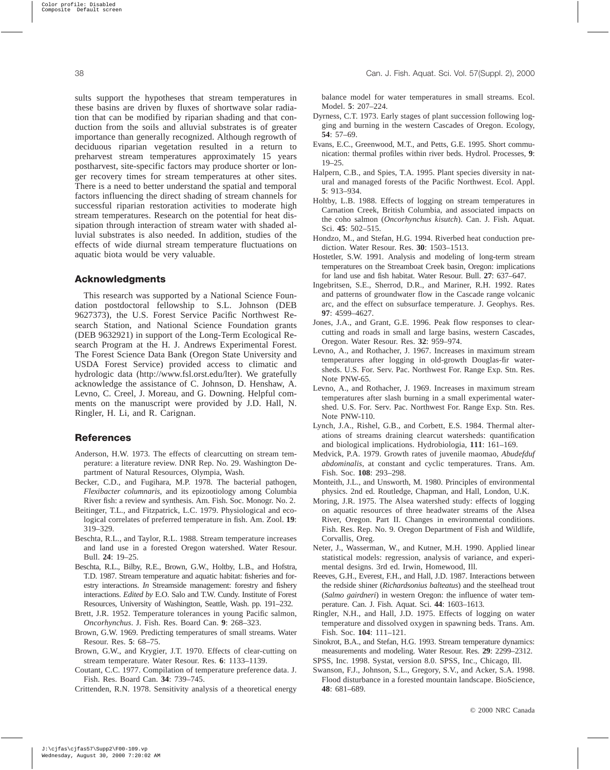sults support the hypotheses that stream temperatures in these basins are driven by fluxes of shortwave solar radiation that can be modified by riparian shading and that conduction from the soils and alluvial substrates is of greater importance than generally recognized. Although regrowth of deciduous riparian vegetation resulted in a return to preharvest stream temperatures approximately 15 years postharvest, site-specific factors may produce shorter or longer recovery times for stream temperatures at other sites. There is a need to better understand the spatial and temporal factors influencing the direct shading of stream channels for successful riparian restoration activities to moderate high stream temperatures. Research on the potential for heat dissipation through interaction of stream water with shaded alluvial substrates is also needed. In addition, studies of the effects of wide diurnal stream temperature fluctuations on aquatic biota would be very valuable.

## Acknowledgments

This research was supported by a National Science Foundation postdoctoral fellowship to S.L. Johnson (DEB 9627373), the U.S. Forest Service Pacific Northwest Research Station, and National Science Foundation grants (DEB 9632921) in support of the Long-Term Ecological Research Program at the H. J. Andrews Experimental Forest. The Forest Science Data Bank (Oregon State University and USDA Forest Service) provided access to climatic and hydrologic data (http://www.fsl.orst.edu/lter). We gratefully acknowledge the assistance of C. Johnson, D. Henshaw, A. Levno, C. Creel, J. Moreau, and G. Downing. Helpful comments on the manuscript were provided by J.D. Hall, N. Ringler, H. Li, and R. Carignan.

## References

Anderson, H.W. 1973. The effects of clearcutting on stream temperature: a literature review. DNR Rep. No. 29. Washington Department of Natural Resources, Olympia, Wash.

Becker, C.D., and Fugihara, M.P. 1978. The bacterial pathogen, *Flexibacter columnaris*, and its epizootiology among Columbia River fish: a review and synthesis. Am. Fish. Soc. Monogr. No. 2.

Beitinger, T.L., and Fitzpatrick, L.C. 1979. Physiological and ecological correlates of preferred temperature in fish. Am. Zool. **19**: 319–329.

Beschta, R.L., and Taylor, R.L. 1988. Stream temperature increases and land use in a forested Oregon watershed. Water Resour. Bull. **24**: 19–25.

Beschta, R.L., Bilby, R.E., Brown, G.W., Holtby, L.B., and Hofstra, T.D. 1987. Stream temperature and aquatic habitat: fisheries and forestry interactions. *In* Streamside management: forestry and fishery interactions. *Edited by* E.O. Salo and T.W. Cundy. Institute of Forest Resources, University of Washington, Seattle, Wash. pp. 191–232.

Brett, J.R. 1952. Temperature tolerances in young Pacific salmon, *Oncorhynchus*. J. Fish. Res. Board Can. **9**: 268–323.

Brown, G.W. 1969. Predicting temperatures of small streams. Water Resour. Res. **5**: 68–75.

Brown, G.W., and Krygier, J.T. 1970. Effects of clear-cutting on stream temperature. Water Resour. Res. **6**: 1133–1139.

Coutant, C.C. 1977. Compilation of temperature preference data. J. Fish. Res. Board Can. **34**: 739–745.

Crittenden, R.N. 1978. Sensitivity analysis of a theoretical energy balance model for water temperatures in small streams. Ecol. Model. **5**: 207–224.

Dyrness, C.T. 1973. Early stages of plant succession following logging and burning in the western Cascades of Oregon. Ecology, **54**: 57–69.

Evans, E.C., Greenwood, M.T., and Petts, G.E. 1995. Short communication: thermal profiles within river beds. Hydrol. Processes, **9**: 19–25.

Halpern, C.B., and Spies, T.A. 1995. Plant species diversity in natural and managed forests of the Pacific Northwest. Ecol. Appl. **5**: 913–934.

Holtby, L.B. 1988. Effects of logging on stream temperatures in Carnation Creek, British Columbia, and associated impacts on the coho salmon (*Oncorhynchus kisutch*). Can. J. Fish. Aquat. Sci. **45**: 502–515.

Hondzo, M., and Stefan, H.G. 1994. Riverbed heat conduction prediction. Water Resour. Res. **30**: 1503–1513.

Hostetler, S.W. 1991. Analysis and modeling of long-term stream temperatures on the Streamboat Creek basin, Oregon: implications for land use and fish habitat. Water Resour. Bull. **27**: 637–647.

Ingebritsen, S.E., Sherrod, D.R., and Mariner, R.H. 1992. Rates and patterns of groundwater flow in the Cascade range volcanic arc, and the effect on subsurface temperature. J. Geophys. Res. **97**: 4599–4627.

Jones, J.A., and Grant, G.E. 1996. Peak flow responses to clearcutting and roads in small and large basins, western Cascades, Oregon. Water Resour. Res. **32**: 959–974.

Levno, A., and Rothacher, J. 1967. Increases in maximum stream temperatures after logging in old-growth Douglas-fir watersheds. U.S. For. Serv. Pac. Northwest For. Range Exp. Stn. Res. Note PNW-65.

Levno, A., and Rothacher, J. 1969. Increases in maximum stream temperatures after slash burning in a small experimental watershed. U.S. For. Serv. Pac. Northwest For. Range Exp. Stn. Res. Note PNW-110.

Lynch, J.A., Rishel, G.B., and Corbett, E.S. 1984. Thermal alterations of streams draining clearcut watersheds: quantification and biological implications. Hydrobiologia, **111**: 161–169.

Medvick, P.A. 1979. Growth rates of juvenile maomao, *Abudefduf abdominalis*, at constant and cyclic temperatures. Trans. Am. Fish. Soc. **108**: 293–298.

Monteith, J.L., and Unsworth, M. 1980. Principles of environmental physics. 2nd ed. Routledge, Chapman, and Hall, London, U.K.

Moring, J.R. 1975. The Alsea watershed study: effects of logging on aquatic resources of three headwater streams of the Alsea River, Oregon. Part II. Changes in environmental conditions. Fish. Res. Rep. No. 9. Oregon Department of Fish and Wildlife, Corvallis, Oreg.

Neter, J., Wasserman, W., and Kutner, M.H. 1990. Applied linear statistical models: regression, analysis of variance, and experimental designs. 3rd ed. Irwin, Homewood, Ill.

Reeves, G.H., Everest, F.H., and Hall, J.D. 1987. Interactions between the redside shiner (*Richardsonius balteatus*) and the steelhead trout (*Salmo gairdneri*) in western Oregon: the influence of water temperature. Can. J. Fish. Aquat. Sci. **44**: 1603–1613.

Ringler, N.H., and Hall, J.D. 1975. Effects of logging on water temperature and dissolved oxygen in spawning beds. Trans. Am. Fish. Soc. **104**: 111–121.

Sinokrot, B.A., and Stefan, H.G. 1993. Stream temperature dynamics: measurements and modeling. Water Resour. Res. **29**: 2299–2312.

SPSS, Inc. 1998. Systat, version 8.0. SPSS, Inc., Chicago, Ill.

Swanson, F.J., Johnson, S.L., Gregory, S.V., and Acker, S.A. 1998. Flood disturbance in a forested mountain landscape. BioScience, **48**: 681–689.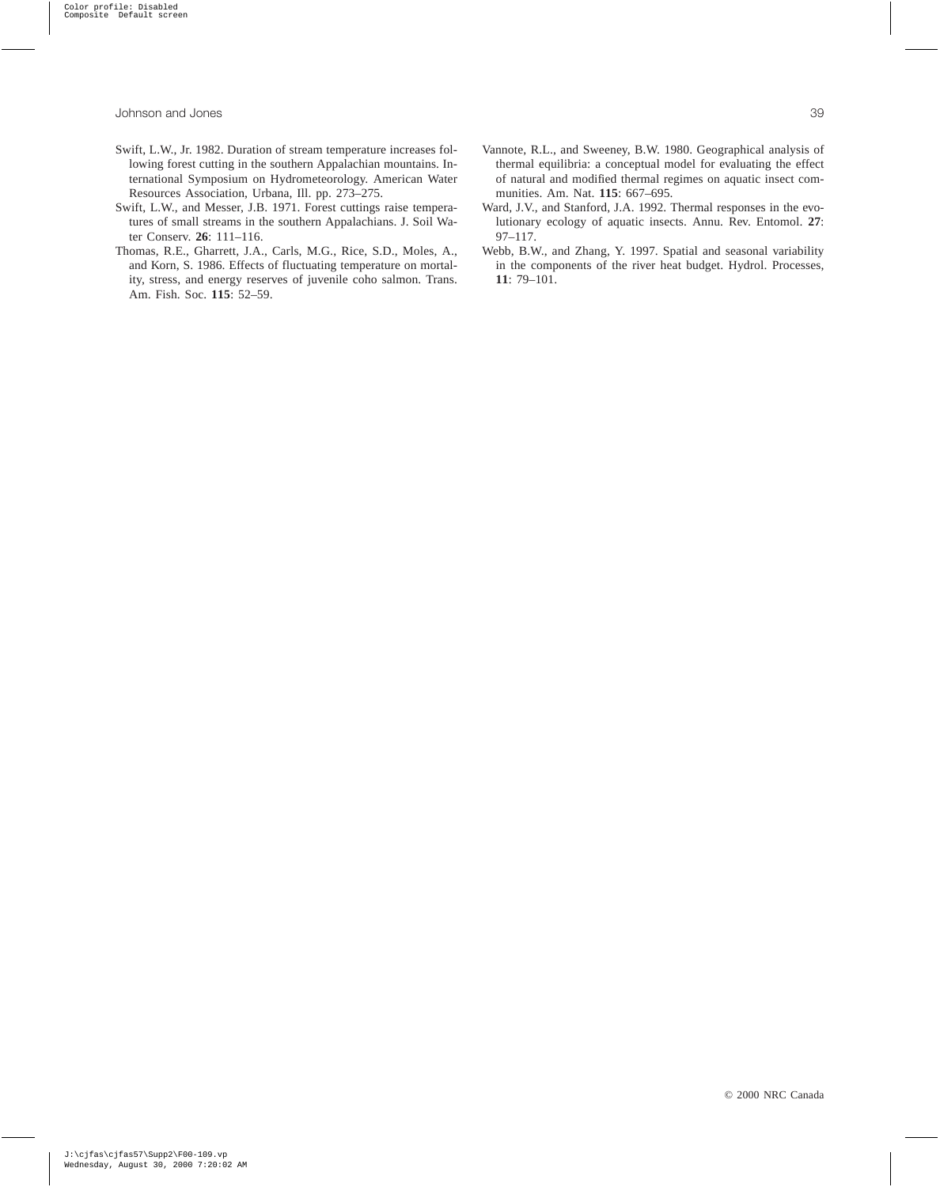Swift, L.W., Jr. 1982. Duration of stream temperature increases following forest cutting in the southern Appalachian mountains. International Symposium on Hydrometeorology. American Water Resources Association, Urbana, Ill. pp. 273–275.

Swift, L.W., and Messer, J.B. 1971. Forest cuttings raise temperatures of small streams in the southern Appalachians. J. Soil Water Conserv. **26**: 111–116.

Thomas, R.E., Gharrett, J.A., Carls, M.G., Rice, S.D., Moles, A., and Korn, S. 1986. Effects of fluctuating temperature on mortality, stress, and energy reserves of juvenile coho salmon. Trans. Am. Fish. Soc. **115**: 52–59.

Vannote, R.L., and Sweeney, B.W. 1980. Geographical analysis of thermal equilibria: a conceptual model for evaluating the effect of natural and modified thermal regimes on aquatic insect communities. Am. Nat. **115**: 667–695.

Ward, J.V., and Stanford, J.A. 1992. Thermal responses in the evolutionary ecology of aquatic insects. Annu. Rev. Entomol. **27**: 97–117.

Webb, B.W., and Zhang, Y. 1997. Spatial and seasonal variability in the components of the river heat budget. Hydrol. Processes, **11**: 79–101.